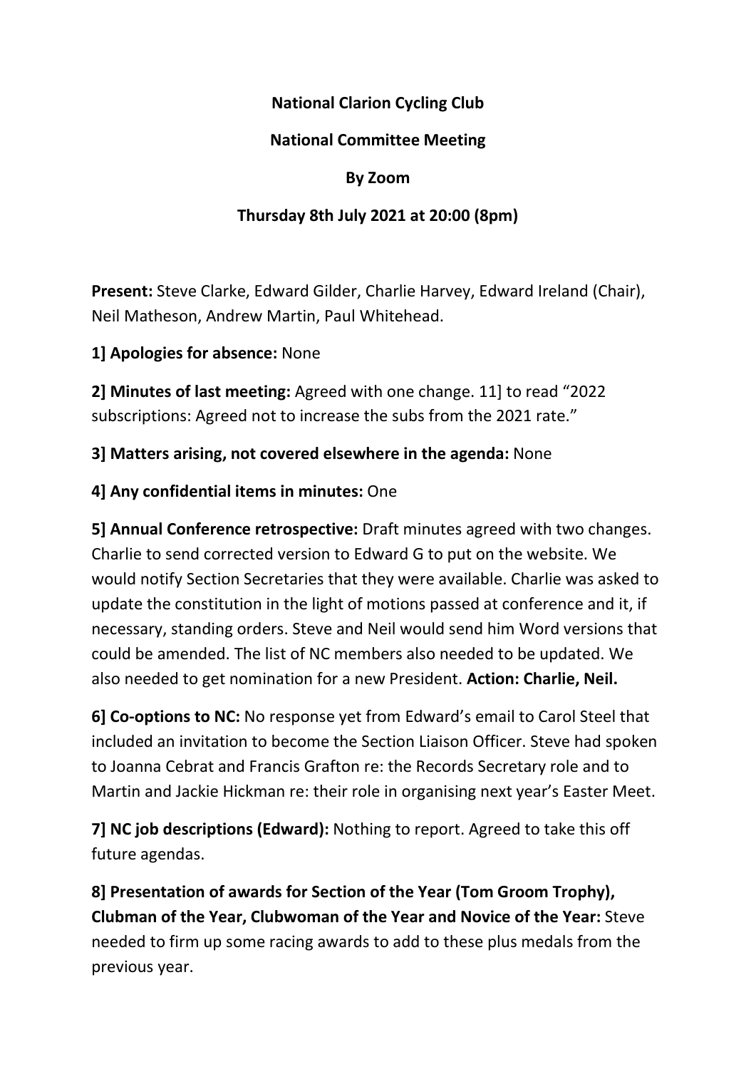**National Clarion Cycling Club**

**National Committee Meeting**

**By Zoom**

**Thursday 8th July 2021 at 20:00 (8pm)**

**Present:** Steve Clarke, Edward Gilder, Charlie Harvey, Edward Ireland (Chair), Neil Matheson, Andrew Martin, Paul Whitehead.

**1] Apologies for absence:** None

**2] Minutes of last meeting:** Agreed with one change. 11] to read "2022 subscriptions: Agreed not to increase the subs from the 2021 rate."

**3] Matters arising, not covered elsewhere in the agenda:** None

**4] Any confidential items in minutes:** One

**5] Annual Conference retrospective:** Draft minutes agreed with two changes. Charlie to send corrected version to Edward G to put on the website. We would notify Section Secretaries that they were available. Charlie was asked to update the constitution in the light of motions passed at conference and it, if necessary, standing orders. Steve and Neil would send him Word versions that could be amended. The list of NC members also needed to be updated. We also needed to get nomination for a new President. **Action: Charlie, Neil.**

**6] Co-options to NC:** No response yet from Edward's email to Carol Steel that included an invitation to become the Section Liaison Officer. Steve had spoken to Joanna Cebrat and Francis Grafton re: the Records Secretary role and to Martin and Jackie Hickman re: their role in organising next year's Easter Meet.

**7] NC job descriptions (Edward):** Nothing to report. Agreed to take this off future agendas.

**8] Presentation of awards for Section of the Year (Tom Groom Trophy), Clubman of the Year, Clubwoman of the Year and Novice of the Year:** Steve needed to firm up some racing awards to add to these plus medals from the previous year.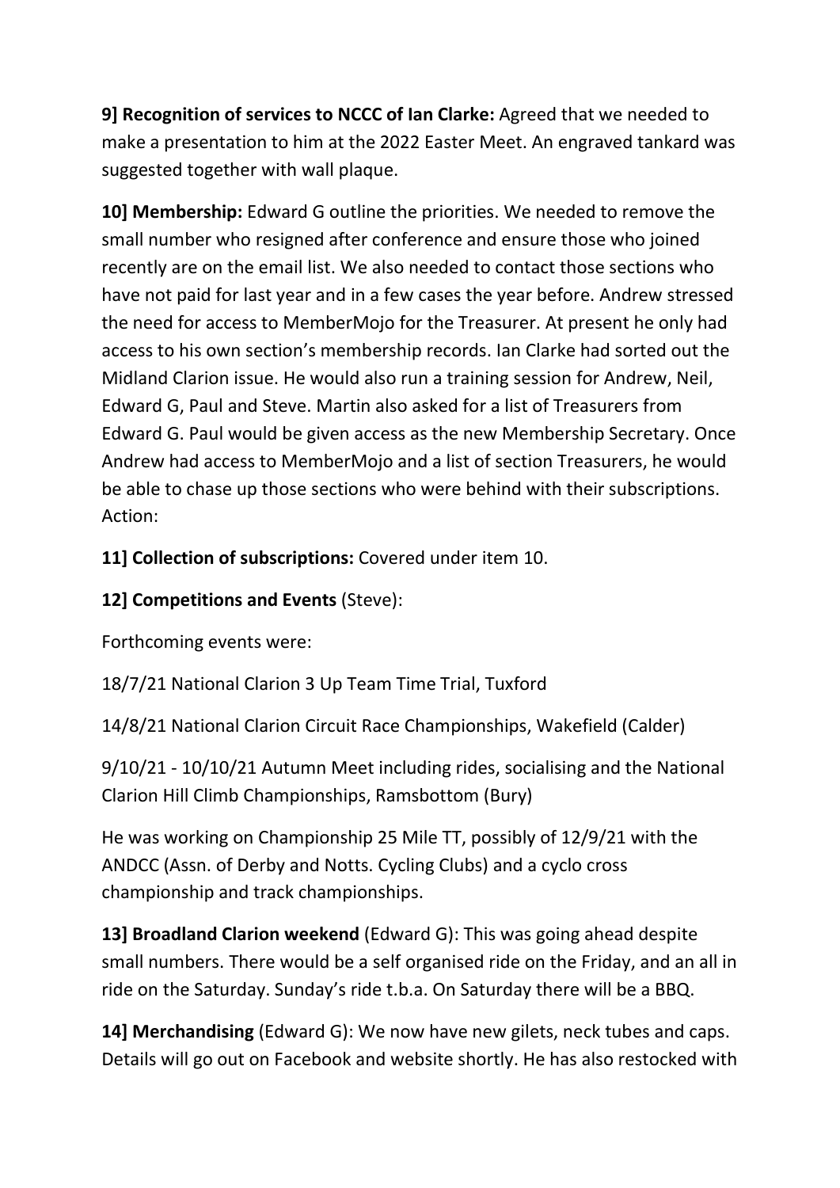**9] Recognition of services to NCCC of Ian Clarke:** Agreed that we needed to make a presentation to him at the 2022 Easter Meet. An engraved tankard was suggested together with wall plaque.

**10] Membership:** Edward G outline the priorities. We needed to remove the small number who resigned after conference and ensure those who joined recently are on the email list. We also needed to contact those sections who have not paid for last year and in a few cases the year before. Andrew stressed the need for access to MemberMojo for the Treasurer. At present he only had access to his own section's membership records. Ian Clarke had sorted out the Midland Clarion issue. He would also run a training session for Andrew, Neil, Edward G, Paul and Steve. Martin also asked for a list of Treasurers from Edward G. Paul would be given access as the new Membership Secretary. Once Andrew had access to MemberMojo and a list of section Treasurers, he would be able to chase up those sections who were behind with their subscriptions. Action:

**11] Collection of subscriptions:** Covered under item 10.

**12] Competitions and Events** (Steve):

Forthcoming events were:

18/7/21 National Clarion 3 Up Team Time Trial, Tuxford

14/8/21 National Clarion Circuit Race Championships, Wakefield (Calder)

9/10/21 - 10/10/21 Autumn Meet including rides, socialising and the National Clarion Hill Climb Championships, Ramsbottom (Bury)

He was working on Championship 25 Mile TT, possibly of 12/9/21 with the ANDCC (Assn. of Derby and Notts. Cycling Clubs) and a cyclo cross championship and track championships.

**13] Broadland Clarion weekend** (Edward G): This was going ahead despite small numbers. There would be a self organised ride on the Friday, and an all in ride on the Saturday. Sunday's ride t.b.a. On Saturday there will be a BBQ.

**14] Merchandising** (Edward G): We now have new gilets, neck tubes and caps. Details will go out on Facebook and website shortly. He has also restocked with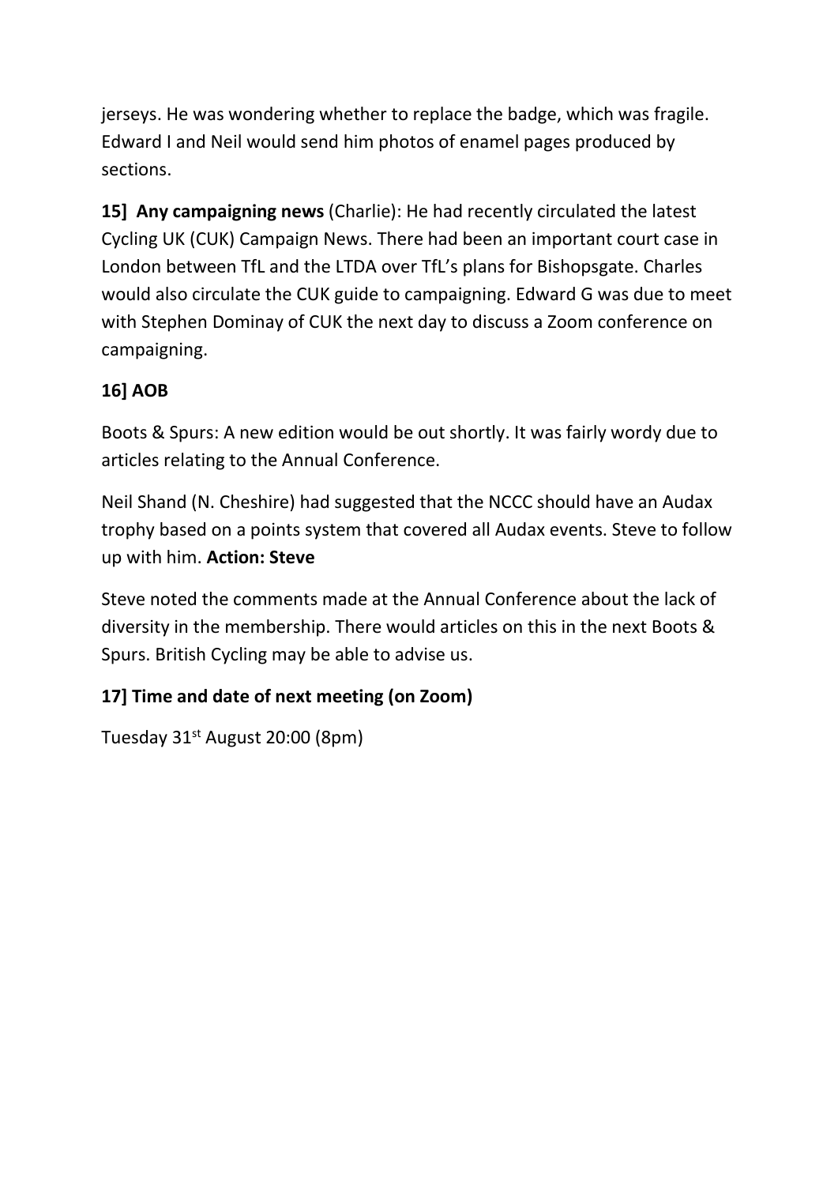jerseys. He was wondering whether to replace the badge, which was fragile. Edward I and Neil would send him photos of enamel pages produced by sections.

**15] Any campaigning news** (Charlie): He had recently circulated the latest Cycling UK (CUK) Campaign News. There had been an important court case in London between TfL and the LTDA over TfL's plans for Bishopsgate. Charles would also circulate the CUK guide to campaigning. Edward G was due to meet with Stephen Dominay of CUK the next day to discuss a Zoom conference on campaigning.

**16] AOB**

Boots & Spurs: A new edition would be out shortly. It was fairly wordy due to articles relating to the Annual Conference.

Neil Shand (N. Cheshire) had suggested that the NCCC should have an Audax trophy based on a points system that covered all Audax events. Steve to follow up with him. **Action: Steve**

Steve noted the comments made at the Annual Conference about the lack of diversity in the membership. There would articles on this in the next Boots & Spurs. British Cycling may be able to advise us.

**17] Time and date of next meeting (on Zoom)**

Tuesday 31st August 20:00 (8pm)